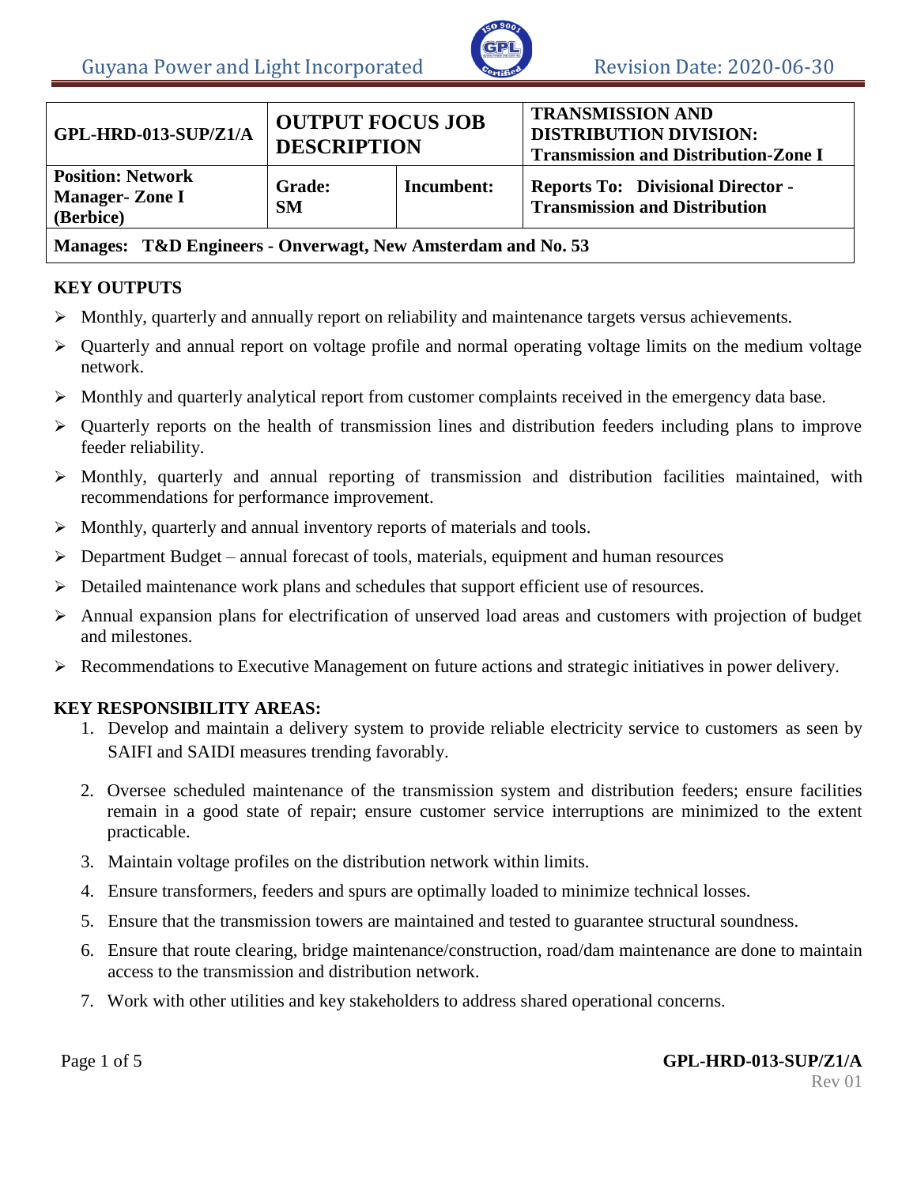| GPL-HRD-013-SUP/Z1/A | OUTPUT FOCUS JOB DESCRIPTION | | TRANSMISSION AND DISTRIBUTION DIVISION: Transmission and Distribution-Zone I |
|---|---|---|---|
| **Position: Network Manager- Zone I (Berbice)** | **Grade: SM** | **Incumbent:** | **Reports To: Divisional Director - Transmission and Distribution** |
| **Manages: T&D Engineers - Onverwagt, New Amsterdam and No. 53** | | | |

## KEY OUTPUTS

- Monthly, quarterly and annually report on reliability and maintenance targets versus achievements.
- Quarterly and annual report on voltage profile and normal operating voltage limits on the medium voltage network.
- Monthly and quarterly analytical report from customer complaints received in the emergency data base.
- Quarterly reports on the health of transmission lines and distribution feeders including plans to improve feeder reliability.
- Monthly, quarterly and annual reporting of transmission and distribution facilities maintained, with recommendations for performance improvement.
- Monthly, quarterly and annual inventory reports of materials and tools.
- Department Budget – annual forecast of tools, materials, equipment and human resources
- Detailed maintenance work plans and schedules that support efficient use of resources.
- Annual expansion plans for electrification of unserved load areas and customers with projection of budget and milestones.
- Recommendations to Executive Management on future actions and strategic initiatives in power delivery.

## KEY RESPONSIBILITY AREAS:

1. Develop and maintain a delivery system to provide reliable electricity service to customers as seen by SAIFI and SAIDI measures trending favorably.
2. Oversee scheduled maintenance of the transmission system and distribution feeders; ensure facilities remain in a good state of repair; ensure customer service interruptions are minimized to the extent practicable.
3. Maintain voltage profiles on the distribution network within limits.
4. Ensure transformers, feeders and spurs are optimally loaded to minimize technical losses.
5. Ensure that the transmission towers are maintained and tested to guarantee structural soundness.
6. Ensure that route clearing, bridge maintenance/construction, road/dam maintenance are done to maintain access to the transmission and distribution network.
7. Work with other utilities and key stakeholders to address shared operational concerns.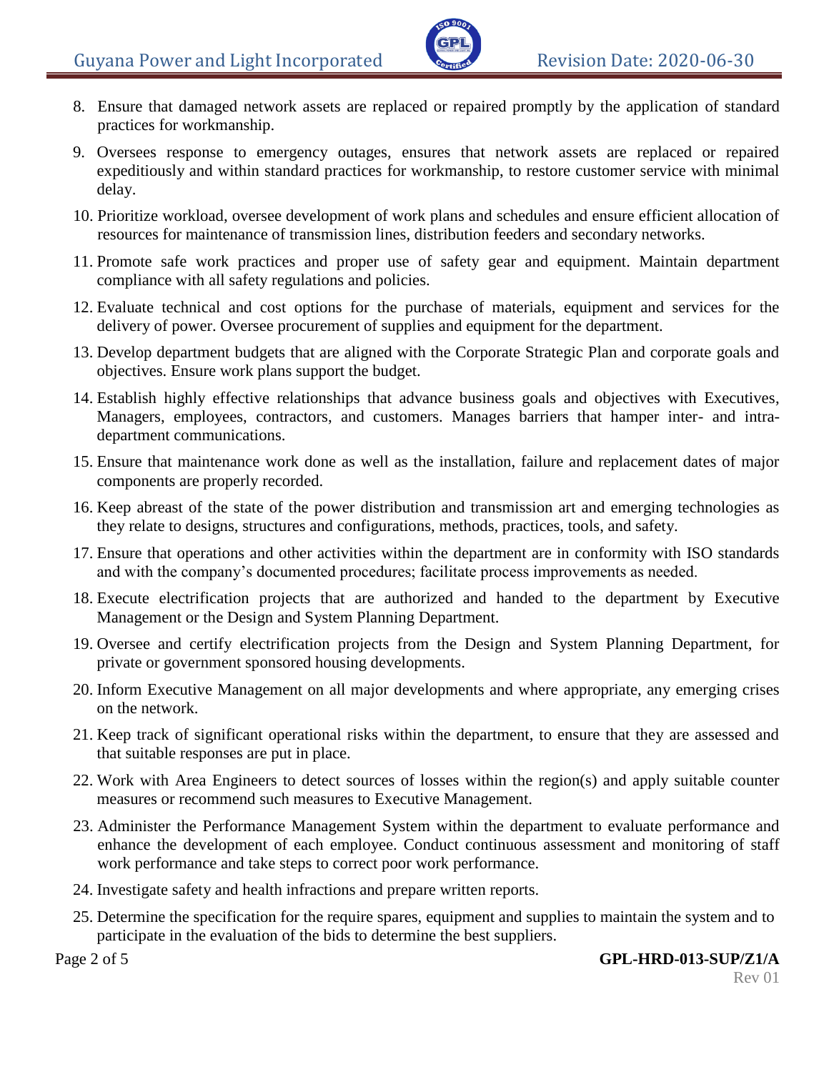8. Ensure that damaged network assets are replaced or repaired promptly by the application of standard practices for workmanship.
9. Oversees response to emergency outages, ensures that network assets are replaced or repaired expeditiously and within standard practices for workmanship, to restore customer service with minimal delay.
10. Prioritize workload, oversee development of work plans and schedules and ensure efficient allocation of resources for maintenance of transmission lines, distribution feeders and secondary networks.
11. Promote safe work practices and proper use of safety gear and equipment. Maintain department compliance with all safety regulations and policies.
12. Evaluate technical and cost options for the purchase of materials, equipment and services for the delivery of power. Oversee procurement of supplies and equipment for the department.
13. Develop department budgets that are aligned with the Corporate Strategic Plan and corporate goals and objectives. Ensure work plans support the budget.
14. Establish highly effective relationships that advance business goals and objectives with Executives, Managers, employees, contractors, and customers. Manages barriers that hamper inter- and intra-department communications.
15. Ensure that maintenance work done as well as the installation, failure and replacement dates of major components are properly recorded.
16. Keep abreast of the state of the power distribution and transmission art and emerging technologies as they relate to designs, structures and configurations, methods, practices, tools, and safety.
17. Ensure that operations and other activities within the department are in conformity with ISO standards and with the company's documented procedures; facilitate process improvements as needed.
18. Execute electrification projects that are authorized and handed to the department by Executive Management or the Design and System Planning Department.
19. Oversee and certify electrification projects from the Design and System Planning Department, for private or government sponsored housing developments.
20. Inform Executive Management on all major developments and where appropriate, any emerging crises on the network.
21. Keep track of significant operational risks within the department, to ensure that they are assessed and that suitable responses are put in place.
22. Work with Area Engineers to detect sources of losses within the region(s) and apply suitable counter measures or recommend such measures to Executive Management.
23. Administer the Performance Management System within the department to evaluate performance and enhance the development of each employee. Conduct continuous assessment and monitoring of staff work performance and take steps to correct poor work performance.
24. Investigate safety and health infractions and prepare written reports.
25. Determine the specification for the require spares, equipment and supplies to maintain the system and to participate in the evaluation of the bids to determine the best suppliers.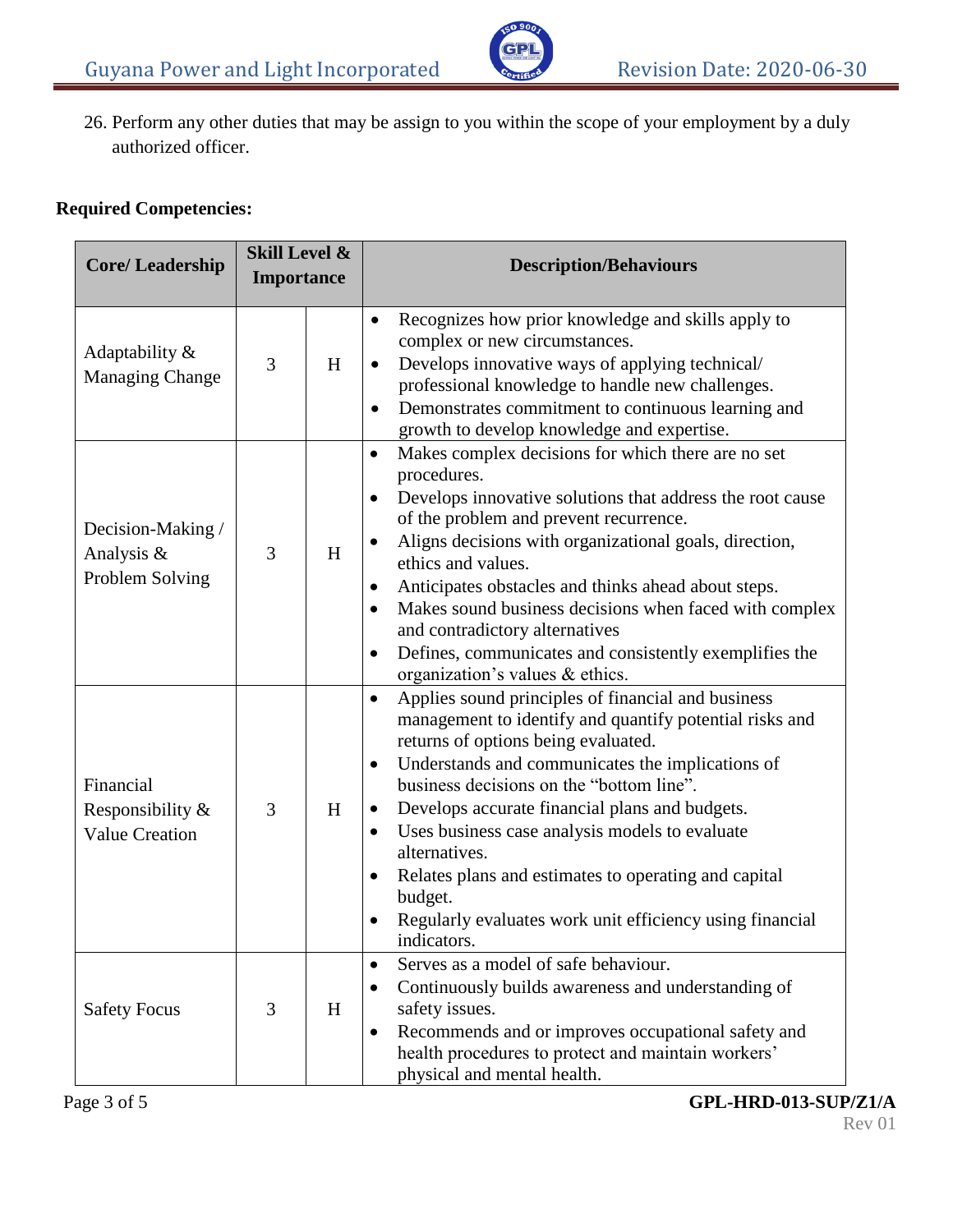26. Perform any other duties that may be assign to you within the scope of your employment by a duly authorized officer.

**Required Competencies:**

| Core/ Leadership | Skill Level & Importance | | Description/Behaviours |
|---|---|---|---|
| Adaptability & Managing Change | 3 | H | • Recognizes how prior knowledge and skills apply to complex or new circumstances.<br>• Develops innovative ways of applying technical/ professional knowledge to handle new challenges.<br>• Demonstrates commitment to continuous learning and growth to develop knowledge and expertise. |
| Decision-Making / Analysis & Problem Solving | 3 | H | • Makes complex decisions for which there are no set procedures.<br>• Develops innovative solutions that address the root cause of the problem and prevent recurrence.<br>• Aligns decisions with organizational goals, direction, ethics and values.<br>• Anticipates obstacles and thinks ahead about steps.<br>• Makes sound business decisions when faced with complex and contradictory alternatives<br>• Defines, communicates and consistently exemplifies the organization's values & ethics. |
| Financial Responsibility & Value Creation | 3 | H | • Applies sound principles of financial and business management to identify and quantify potential risks and returns of options being evaluated.<br>• Understands and communicates the implications of business decisions on the "bottom line".<br>• Develops accurate financial plans and budgets.<br>• Uses business case analysis models to evaluate alternatives.<br>• Relates plans and estimates to operating and capital budget.<br>• Regularly evaluates work unit efficiency using financial indicators. |
| Safety Focus | 3 | H | • Serves as a model of safe behaviour.<br>• Continuously builds awareness and understanding of safety issues.<br>• Recommends and or improves occupational safety and health procedures to protect and maintain workers' physical and mental health. |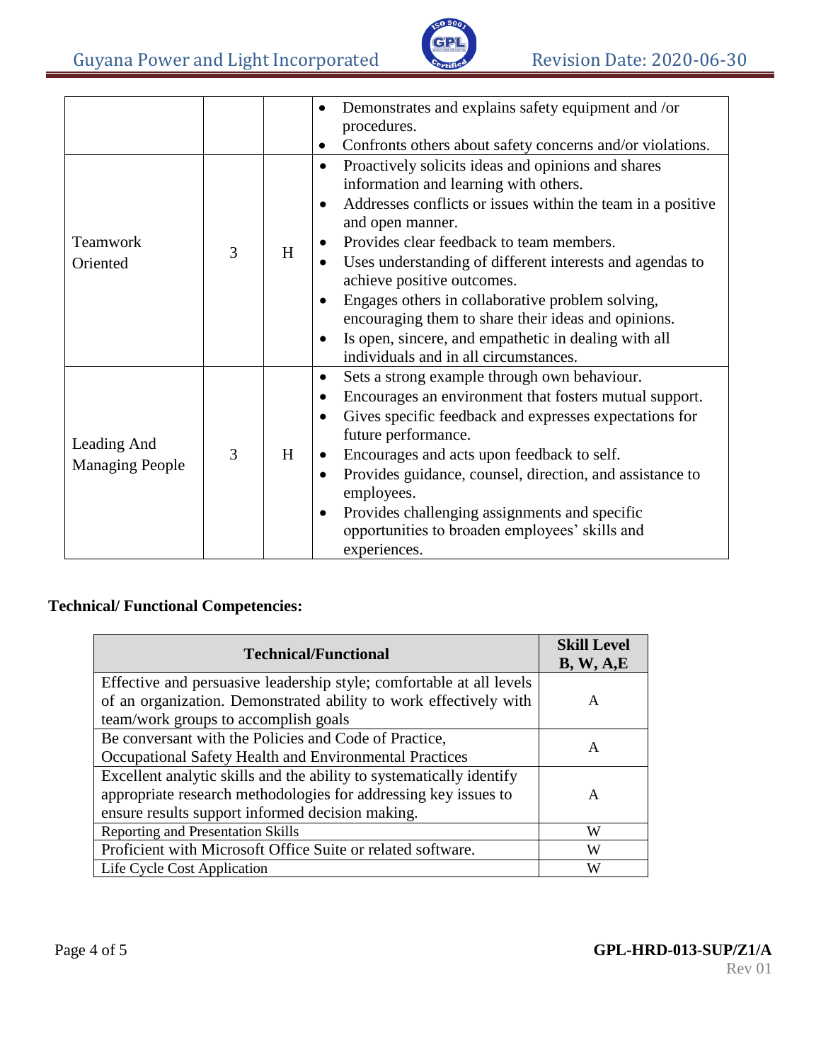| | | | |
|---|---|---|---|
| | | | • Demonstrates and explains safety equipment and /or procedures.<br>• Confronts others about safety concerns and/or violations. |
| Teamwork Oriented | 3 | H | • Proactively solicits ideas and opinions and shares information and learning with others.<br>• Addresses conflicts or issues within the team in a positive and open manner.<br>• Provides clear feedback to team members.<br>• Uses understanding of different interests and agendas to achieve positive outcomes.<br>• Engages others in collaborative problem solving, encouraging them to share their ideas and opinions.<br>• Is open, sincere, and empathetic in dealing with all individuals and in all circumstances. |
| Leading And Managing People | 3 | H | • Sets a strong example through own behaviour.<br>• Encourages an environment that fosters mutual support.<br>• Gives specific feedback and expresses expectations for future performance.<br>• Encourages and acts upon feedback to self.<br>• Provides guidance, counsel, direction, and assistance to employees.<br>• Provides challenging assignments and specific opportunities to broaden employees' skills and experiences. |

**Technical/ Functional Competencies:**

| Technical/Functional | Skill Level B, W, A,E |
|---|---|
| Effective and persuasive leadership style; comfortable at all levels of an organization. Demonstrated ability to work effectively with team/work groups to accomplish goals | A |
| Be conversant with the Policies and Code of Practice, Occupational Safety Health and Environmental Practices | A |
| Excellent analytic skills and the ability to systematically identify appropriate research methodologies for addressing key issues to ensure results support informed decision making. | A |
| Reporting and Presentation Skills | W |
| Proficient with Microsoft Office Suite or related software. | W |
| Life Cycle Cost Application | W |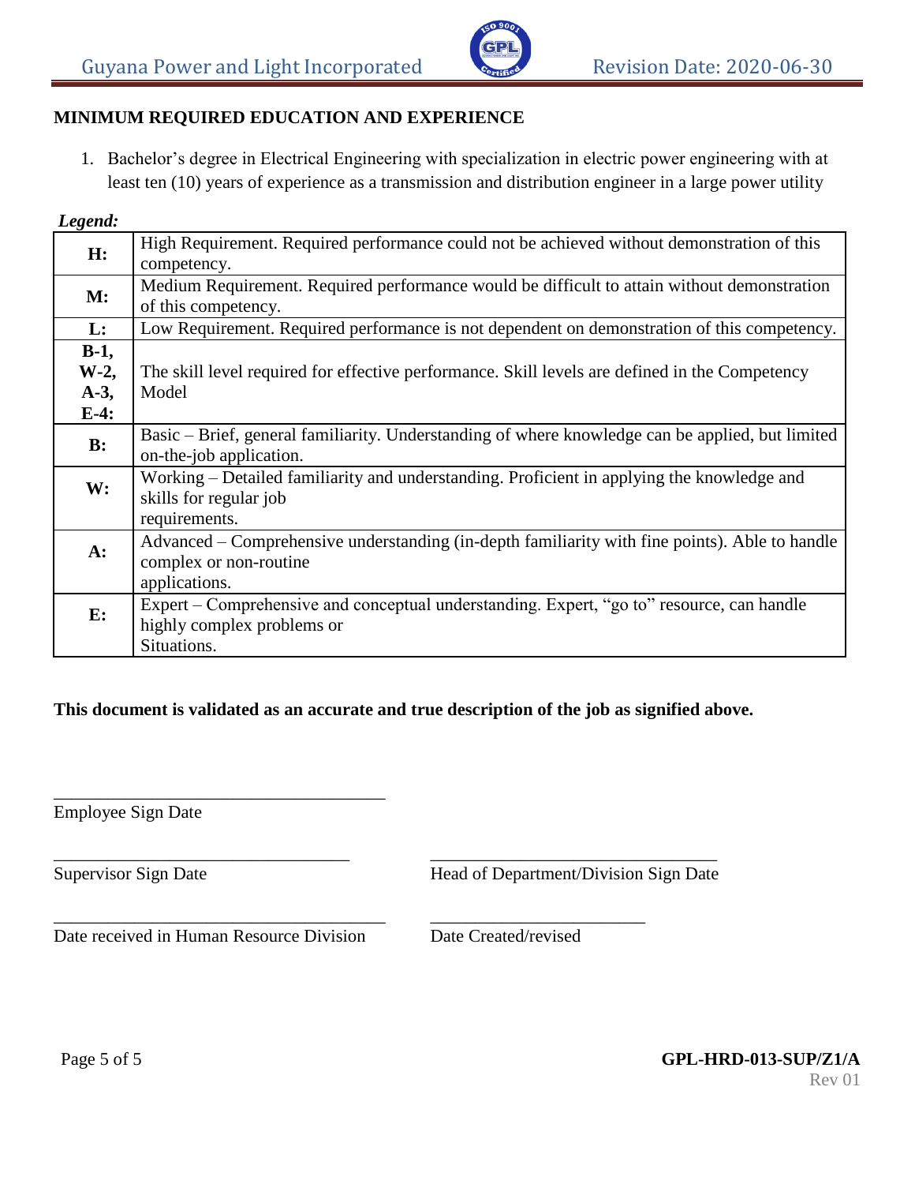**MINIMUM REQUIRED EDUCATION AND EXPERIENCE**

1. Bachelor's degree in Electrical Engineering with specialization in electric power engineering with at least ten (10) years of experience as a transmission and distribution engineer in a large power utility

***Legend:***

| | |
|---|---|
| **H:** | High Requirement. Required performance could not be achieved without demonstration of this competency. |
| **M:** | Medium Requirement. Required performance would be difficult to attain without demonstration of this competency. |
| **L:** | Low Requirement. Required performance is not dependent on demonstration of this competency. |
| **B-1, W-2, A-3, E-4:** | The skill level required for effective performance. Skill levels are defined in the Competency Model |
| **B:** | Basic – Brief, general familiarity. Understanding of where knowledge can be applied, but limited on-the-job application. |
| **W:** | Working – Detailed familiarity and understanding. Proficient in applying the knowledge and skills for regular job requirements. |
| **A:** | Advanced – Comprehensive understanding (in-depth familiarity with fine points). Able to handle complex or non-routine applications. |
| **E:** | Expert – Comprehensive and conceptual understanding. Expert, "go to" resource, can handle highly complex problems or Situations. |

**This document is validated as an accurate and true description of the job as signified above.**

_______________________________________
Employee Sign Date

__________________________________
Supervisor Sign Date

_________________________________
Head of Department/Division Sign Date

_______________________________________
Date received in Human Resource Division

________________________
Date Created/revised

GPL-HRD-013-SUP/Z1/A
Rev 01